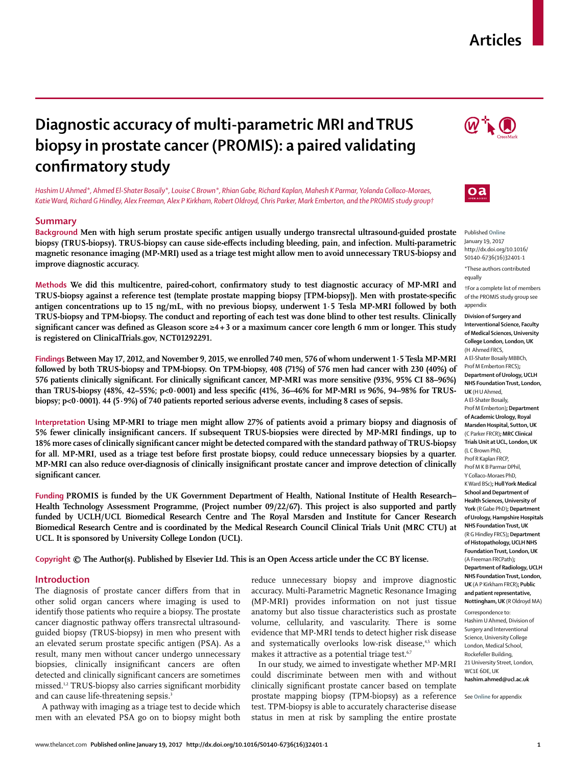Articles

# Diagnostic accuracy of multi-parametric MRI and TRUS biopsy in prostate cancer (PROMIS): a paired validating confirmatory study

*Hashim U Ahmed\*, Ahmed El-Shater Bosaily\*, Louise C Brown\*, Rhian Gabe, Richard Kaplan, Mahesh K Parmar, Yolanda Collaco-Moraes, Katie Ward, Richard G Hindley, Alex Freeman, Alex P Kirkham, Robert Oldroyd, Chris Parker, Mark Emberton, and the PROMIS study group†*

## Summary

**Background** Men with high serum prostate specific antigen usually undergo transrectal ultrasound-guided prostate biopsy (TRUS-biopsy). TRUS-biopsy can cause side-effects including bleeding, pain, and infection. Multi-parametric magnetic resonance imaging (MP-MRI) used as a triage test might allow men to avoid unnecessary TRUS-biopsy and improve diagnostic accuracy.

**Methods** We did this multicentre, paired-cohort, confirmatory study to test diagnostic accuracy of MP-MRI and TRUS-biopsy against a reference test (template prostate mapping biopsy [TPM-biopsy]). Men with prostate-specific antigen concentrations up to 15 ng/mL, with no previous biopsy, underwent 1·5 Tesla MP-MRI followed by both TRUS-biopsy and TPM-biopsy. The conduct and reporting of each test was done blind to other test results. Clinically significant cancer was defined as Gleason score ≥4 + 3 or a maximum cancer core length 6 mm or longer. This study is registered on ClinicalTrials.gov, NCT01292291.

**Findings** Between May 17, 2012, and November 9, 2015, we enrolled 740 men, 576 of whom underwent 1·5 Tesla MP-MRI followed by both TRUS-biopsy and TPM-biopsy. On TPM-biopsy, 408 (71%) of 576 men had cancer with 230 (40%) of 576 patients clinically significant. For clinically significant cancer, MP-MRI was more sensitive (93%, 95% CI 88–96%) than TRUS-biopsy (48%, 42–55%; p<0·0001) and less specific (41%, 36–46% for MP-MRI *vs* 96%, 94–98% for TRUS-biopsy; p<0·0001). 44 (5·9%) of 740 patients reported serious adverse events, including 8 cases of sepsis.

**Interpretation** Using MP-MRI to triage men might allow 27% of patients avoid a primary biopsy and diagnosis of 5% fewer clinically insignificant cancers. If subsequent TRUS-biopsies were directed by MP-MRI findings, up to 18% more cases of clinically significant cancer might be detected compared with the standard pathway of TRUS-biopsy for all. MP-MRI, used as a triage test before first prostate biopsy, could reduce unnecessary biopsies by a quarter. MP-MRI can also reduce over-diagnosis of clinically insignificant prostate cancer and improve detection of clinically significant cancer.

**Funding** PROMIS is funded by the UK Government Department of Health, National Institute of Health Research–Health Technology Assessment Programme, (Project number 09/22/67). This project is also supported and partly funded by UCLH/UCL Biomedical Research Centre and The Royal Marsden and Institute for Cancer Research Biomedical Research Centre and is coordinated by the Medical Research Council Clinical Trials Unit (MRC CTU) at UCL. It is sponsored by University College London (UCL).

**Copyright** © The Author(s). Published by Elsevier Ltd. This is an Open Access article under the CC BY license.

Published **Online** January 19, 2017 http://dx.doi.org/10.1016/S0140-6736(16)32401-1

\*These authors contributed equally

†For a complete list of members of the PROMIS study group see appendix

**Division of Surgery and Interventional Science, Faculty of Medical Sciences, University College London, London, UK** (H Ahmed FRCS, A El-Shater Bosaily MBBCh, Prof M Emberton FRCS)**; Department of Urology, UCLH NHS Foundation Trust, London, UK** (H U Ahmed, A El-Shater Bosaily, Prof M Emberton)**; Department of Academic Urology, Royal Marsden Hospital, Sutton, UK** (C Parker FRCR)**; MRC Clinical Trials Unit at UCL, London, UK** (L C Brown PhD, Prof R Kaplan FRCP, Prof M K B Parmar DPhil, Y Collaco-Moraes PhD, K Ward BSc)**; Hull York Medical School and Department of Health Sciences, University of York** (R Gabe PhD)**; Department of Urology, Hampshire Hospitals NHS Foundation Trust, UK** (R G Hindley FRCS)**; Department of Histopathology, UCLH NHS Foundation Trust, London, UK** (A Freeman FRCPath)**; Department of Radiology, UCLH NHS Foundation Trust, London, UK** (A P Kirkham FRCR)**; Public and patient representative, Nottingham, UK** (R Oldroyd MA)

Correspondence to: Hashim U Ahmed, Division of Surgery and Interventional Science, University College London, Medical School, Rockefeller Building, 21 University Street, London, WC1E 6DE, UK **hashim.ahmed@ucl.ac.uk**

See **Online** for appendix

## Introduction

The diagnosis of prostate cancer differs from that in other solid organ cancers where imaging is used to identify those patients who require a biopsy. The prostate cancer diagnostic pathway offers transrectal ultrasound-guided biopsy (TRUS-biopsy) in men who present with an elevated serum prostate specific antigen (PSA). As a result, many men without cancer undergo unnecessary biopsies, clinically insignificant cancers are often detected and clinically significant cancers are sometimes missed.[1,2] TRUS-biopsy also carries significant morbidity and can cause life-threatening sepsis.[3]

A pathway with imaging as a triage test to decide which men with an elevated PSA go on to biopsy might both reduce unnecessary biopsy and improve diagnostic accuracy. Multi-Parametric Magnetic Resonance Imaging (MP-MRI) provides information on not just tissue anatomy but also tissue characteristics such as prostate volume, cellularity, and vascularity. There is some evidence that MP-MRI tends to detect higher risk disease and systematically overlooks low-risk disease,[4,5] which makes it attractive as a potential triage test.[6,7]

In our study, we aimed to investigate whether MP-MRI could discriminate between men with and without clinically significant prostate cancer based on template prostate mapping biopsy (TPM-biopsy) as a reference test. TPM-biopsy is able to accurately characterise disease status in men at risk by sampling the entire prostate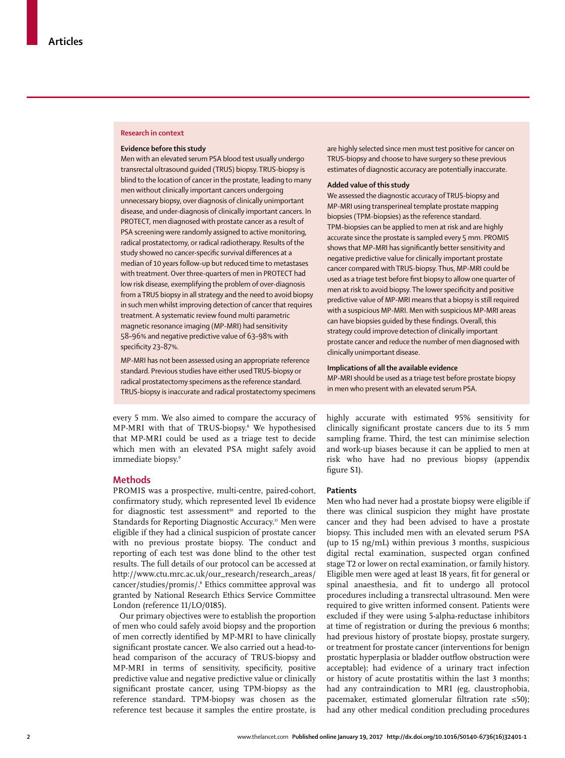## Research in context

### Evidence before this study

Men with an elevated serum PSA blood test usually undergo transrectal ultrasound guided (TRUS) biopsy. TRUS-biopsy is blind to the location of cancer in the prostate, leading to many men without clinically important cancers undergoing unnecessary biopsy, over diagnosis of clinically unimportant disease, and under-diagnosis of clinically important cancers. In PROTECT, men diagnosed with prostate cancer as a result of PSA screening were randomly assigned to active monitoring, radical prostatectomy, or radical radiotherapy. Results of the study showed no cancer-specific survival differences at a median of 10 years follow-up but reduced time to metastases with treatment. Over three-quarters of men in PROTECT had low risk disease, exemplifying the problem of over-diagnosis from a TRUS biopsy in all strategy and the need to avoid biopsy in such men whilst improving detection of cancer that requires treatment. A systematic review found multi parametric magnetic resonance imaging (MP-MRI) had sensitivity 58–96% and negative predictive value of 63–98% with specificity 23–87%.

MP-MRI has not been assessed using an appropriate reference standard. Previous studies have either used TRUS-biopsy or radical prostatectomy specimens as the reference standard. TRUS-biopsy is inaccurate and radical prostatectomy specimens are highly selected since men must test positive for cancer on TRUS-biopsy and choose to have surgery so these previous estimates of diagnostic accuracy are potentially inaccurate.

### Added value of this study

We assessed the diagnostic accuracy of TRUS-biopsy and MP-MRI using transperineal template prostate mapping biopsies (TPM-biopsies) as the reference standard. TPM-biopsies can be applied to men at risk and are highly accurate since the prostate is sampled every 5 mm. PROMIS shows that MP-MRI has significantly better sensitivity and negative predictive value for clinically important prostate cancer compared with TRUS-biopsy. Thus, MP-MRI could be used as a triage test before first biopsy to allow one quarter of men at risk to avoid biopsy. The lower specificity and positive predictive value of MP-MRI means that a biopsy is still required with a suspicious MP-MRI. Men with suspicious MP-MRI areas can have biopsies guided by these findings. Overall, this strategy could improve detection of clinically important prostate cancer and reduce the number of men diagnosed with clinically unimportant disease.

### Implications of all the available evidence

MP-MRI should be used as a triage test before prostate biopsy in men who present with an elevated serum PSA.

every 5 mm. We also aimed to compare the accuracy of MP-MRI with that of TRUS-biopsy.[8] We hypothesised that MP-MRI could be used as a triage test to decide which men with an elevated PSA might safely avoid immediate biopsy.[9]

## Methods

PROMIS was a prospective, multi-centre, paired-cohort, confirmatory study, which represented level 1b evidence for diagnostic test assessment[10] and reported to the Standards for Reporting Diagnostic Accuracy.[11] Men were eligible if they had a clinical suspicion of prostate cancer with no previous prostate biopsy. The conduct and reporting of each test was done blind to the other test results. The full details of our protocol can be accessed at http://www.ctu.mrc.ac.uk/our_research/research_areas/cancer/studies/promis/.[8] Ethics committee approval was granted by National Research Ethics Service Committee London (reference 11/LO/0185).

Our primary objectives were to establish the proportion of men who could safely avoid biopsy and the proportion of men correctly identified by MP-MRI to have clinically significant prostate cancer. We also carried out a head-to-head comparison of the accuracy of TRUS-biopsy and MP-MRI in terms of sensitivity, specificity, positive predictive value and negative predictive value or clinically significant prostate cancer, using TPM-biopsy as the reference standard. TPM-biopsy was chosen as the reference test because it samples the entire prostate, is highly accurate with estimated 95% sensitivity for clinically significant prostate cancers due to its 5 mm sampling frame. Third, the test can minimise selection and work-up biases because it can be applied to men at risk who have had no previous biopsy (appendix figure S1).

### Patients

Men who had never had a prostate biopsy were eligible if there was clinical suspicion they might have prostate cancer and they had been advised to have a prostate biopsy. This included men with an elevated serum PSA (up to 15 ng/mL) within previous 3 months, suspicious digital rectal examination, suspected organ confined stage T2 or lower on rectal examination, or family history. Eligible men were aged at least 18 years, fit for general or spinal anaesthesia, and fit to undergo all protocol procedures including a transrectal ultrasound. Men were required to give written informed consent. Patients were excluded if they were using 5-alpha-reductase inhibitors at time of registration or during the previous 6 months; had previous history of prostate biopsy, prostate surgery, or treatment for prostate cancer (interventions for benign prostatic hyperplasia or bladder outflow obstruction were acceptable); had evidence of a urinary tract infection or history of acute prostatitis within the last 3 months; had any contraindication to MRI (eg, claustrophobia, pacemaker, estimated glomerular filtration rate ≤50); had any other medical condition precluding procedures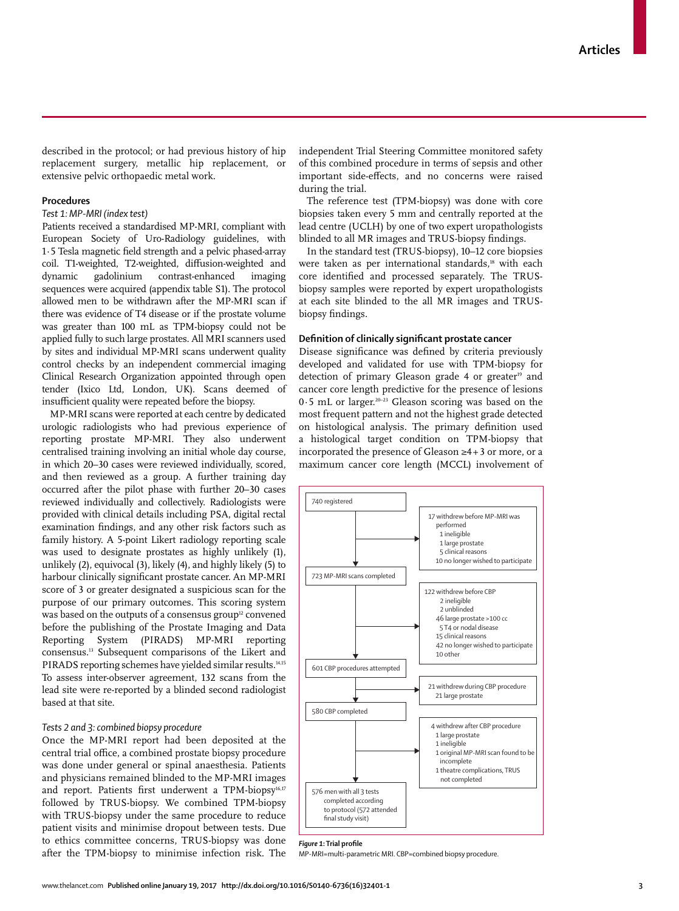described in the protocol; or had previous history of hip replacement surgery, metallic hip replacement, or extensive pelvic orthopaedic metal work.

## Procedures

### *Test 1: MP-MRI (index test)*

Patients received a standardised MP-MRI, compliant with European Society of Uro-Radiology guidelines, with 1·5 Tesla magnetic field strength and a pelvic phased-array coil. T1-weighted, T2-weighted, diffusion-weighted and dynamic gadolinium contrast-enhanced imaging sequences were acquired (appendix table S1). The protocol allowed men to be withdrawn after the MP-MRI scan if there was evidence of T4 disease or if the prostate volume was greater than 100 mL as TPM-biopsy could not be applied fully to such large prostates. All MRI scanners used by sites and individual MP-MRI scans underwent quality control checks by an independent commercial imaging Clinical Research Organization appointed through open tender (Ixico Ltd, London, UK). Scans deemed of insufficient quality were repeated before the biopsy.

MP-MRI scans were reported at each centre by dedicated urologic radiologists who had previous experience of reporting prostate MP-MRI. They also underwent centralised training involving an initial whole day course, in which 20–30 cases were reviewed individually, scored, and then reviewed as a group. A further training day occurred after the pilot phase with further 20–30 cases reviewed individually and collectively. Radiologists were provided with clinical details including PSA, digital rectal examination findings, and any other risk factors such as family history. A 5-point Likert radiology reporting scale was used to designate prostates as highly unlikely (1), unlikely (2), equivocal (3), likely (4), and highly likely (5) to harbour clinically significant prostate cancer. An MP-MRI score of 3 or greater designated a suspicious scan for the purpose of our primary outcomes. This scoring system was based on the outputs of a consensus group[12] convened before the publishing of the Prostate Imaging and Data Reporting System (PIRADS) MP-MRI reporting consensus.[13] Subsequent comparisons of the Likert and PIRADS reporting schemes have yielded similar results.[14,15] To assess inter-observer agreement, 132 scans from the lead site were re-reported by a blinded second radiologist based at that site.

### *Tests 2 and 3: combined biopsy procedure*

Once the MP-MRI report had been deposited at the central trial office, a combined prostate biopsy procedure was done under general or spinal anaesthesia. Patients and physicians remained blinded to the MP-MRI images and report. Patients first underwent a TPM-biopsy[16,17] followed by TRUS-biopsy. We combined TPM-biopsy with TRUS-biopsy under the same procedure to reduce patient visits and minimise dropout between tests. Due to ethics committee concerns, TRUS-biopsy was done after the TPM-biopsy to minimise infection risk. The independent Trial Steering Committee monitored safety of this combined procedure in terms of sepsis and other important side-effects, and no concerns were raised during the trial.

The reference test (TPM-biopsy) was done with core biopsies taken every 5 mm and centrally reported at the lead centre (UCLH) by one of two expert uropathologists blinded to all MR images and TRUS-biopsy findings.

In the standard test (TRUS-biopsy), 10–12 core biopsies were taken as per international standards,[18] with each core identified and processed separately. The TRUS-biopsy samples were reported by expert uropathologists at each site blinded to the all MR images and TRUS-biopsy findings.

## Definition of clinically significant prostate cancer

Disease significance was defined by criteria previously developed and validated for use with TPM-biopsy for detection of primary Gleason grade 4 or greater[19] and cancer core length predictive for the presence of lesions 0·5 mL or larger.[20–23] Gleason scoring was based on the most frequent pattern and not the highest grade detected on histological analysis. The primary definition used a histological target condition on TPM-biopsy that incorporated the presence of Gleason ≥4+3 or more, or a maximum cancer core length (MCCL) involvement of

740 registered

17 withdrew before MP-MRI was performed
1 ineligible
1 large prostate
5 clinical reasons
10 no longer wished to participate

723 MP-MRI scans completed

122 withdrew before CBP
2 ineligible
2 unblinded
46 large prostate >100 cc
5 T4 or nodal disease
15 clinical reasons
42 no longer wished to participate
10 other

601 CBP procedures attempted

21 withdrew during CBP procedure
21 large prostate

580 CBP completed

4 withdrew after CBP procedure
1 large prostate
1 ineligible
1 original MP-MRI scan found to be incomplete
1 theatre complications, TRUS not completed

576 men with all 3 tests completed according to protocol (572 attended final study visit)

***Figure 1:* Trial profile**
MP-MRI=multi-parametric MRI. CBP=combined biopsy procedure.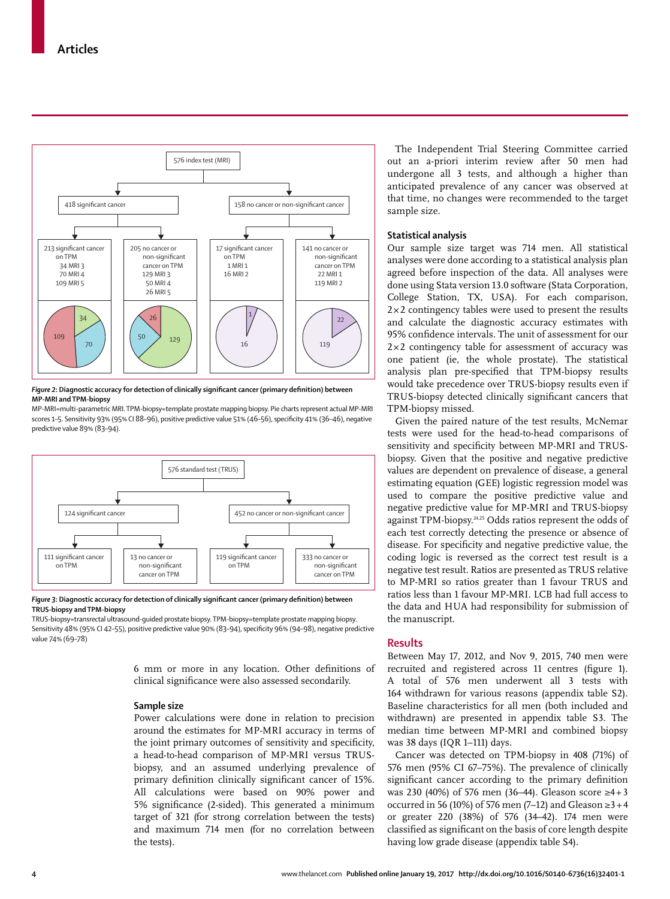576 index test (MRI)

418 significant cancer

158 no cancer or non-significant cancer

213 significant cancer on TPM
34 MRI 3
70 MRI 4
109 MRI 5

205 no cancer or non-significant cancer on TPM
129 MRI 3
50 MRI 4
26 MRI 5

17 significant cancer on TPM
1 MRI 1
16 MRI 2

141 no cancer or non-significant cancer on TPM
22 MRI 1
119 MRI 2

34
109
70

26
50
129

1
16

22
119

***Figure 2*: Diagnostic accuracy for detection of clinically significant cancer (primary definition) between MP-MRI and TPM-biopsy**

MP-MRI=multi-parametric MRI. TPM-biopsy=template prostate mapping biopsy. Pie charts represent actual MP-MRI scores 1–5. Sensitivity 93% (95% CI 88–96), positive predictive value 51% (46–56), specificity 41% (36–46), negative predictive value 89% (83–94).

576 standard test (TRUS)

124 significant cancer

452 no cancer or non-significant cancer

111 significant cancer on TPM

13 no cancer or non-significant cancer on TPM

119 significant cancer on TPM

333 no cancer or non-significant cancer on TPM

***Figure 3*: Diagnostic accuracy for detection of clinically significant cancer (primary definition) between TRUS-biopsy and TPM-biopsy**

TRUS-biopsy=transrectal ultrasound-guided prostate biopsy. TPM-biopsy=template prostate mapping biopsy. Sensitivity 48% (95% CI 42–55), positive predictive value 90% (83–94), specificity 96% (94–98), negative predictive value 74% (69–78)

6 mm or more in any location. Other definitions of clinical significance were also assessed secondarily.

### Sample size

Power calculations were done in relation to precision around the estimates for MP-MRI accuracy in terms of the joint primary outcomes of sensitivity and specificity, a head-to-head comparison of MP-MRI versus TRUS-biopsy, and an assumed underlying prevalence of primary definition clinically significant cancer of 15%. All calculations were based on 90% power and 5% significance (2-sided). This generated a minimum target of 321 (for strong correlation between the tests) and maximum 714 men (for no correlation between the tests).

The Independent Trial Steering Committee carried out an a-priori interim review after 50 men had undergone all 3 tests, and although a higher than anticipated prevalence of any cancer was observed at that time, no changes were recommended to the target sample size.

### Statistical analysis

Our sample size target was 714 men. All statistical analyses were done according to a statistical analysis plan agreed before inspection of the data. All analyses were done using Stata version 13.0 software (Stata Corporation, College Station, TX, USA). For each comparison, $2\times2$ contingency tables were used to present the results and calculate the diagnostic accuracy estimates with 95% confidence intervals. The unit of assessment for our $2\times2$ contingency table for assessment of accuracy was one patient (ie, the whole prostate). The statistical analysis plan pre-specified that TPM-biopsy results would take precedence over TRUS-biopsy results even if TRUS-biopsy detected clinically significant cancers that TPM-biopsy missed.

Given the paired nature of the test results, McNemar tests were used for the head-to-head comparisons of sensitivity and specificity between MP-MRI and TRUS-biopsy. Given that the positive and negative predictive values are dependent on prevalence of disease, a general estimating equation (GEE) logistic regression model was used to compare the positive predictive value and negative predictive value for MP-MRI and TRUS-biopsy against TPM-biopsy.[24,25] Odds ratios represent the odds of each test correctly detecting the presence or absence of disease. For specificity and negative predictive value, the coding logic is reversed as the correct test result is a negative test result. Ratios are presented as TRUS relative to MP-MRI so ratios greater than 1 favour TRUS and ratios less than 1 favour MP-MRI. LCB had full access to the data and HUA had responsibility for submission of the manuscript.

## Results

Between May 17, 2012, and Nov 9, 2015, 740 men were recruited and registered across 11 centres (figure 1). A total of 576 men underwent all 3 tests with 164 withdrawn for various reasons (appendix table S2). Baseline characteristics for all men (both included and withdrawn) are presented in appendix table S3. The median time between MP-MRI and combined biopsy was 38 days (IQR 1–111) days.

Cancer was detected on TPM-biopsy in 408 (71%) of 576 men (95% CI 67–75%). The prevalence of clinically significant cancer according to the primary definition was 230 (40%) of 576 men (36–44). Gleason score ≥4+3 occurred in 56 (10%) of 576 men (7–12) and Gleason ≥3+4 or greater 220 (38%) of 576 (34–42). 174 men were classified as significant on the basis of core length despite having low grade disease (appendix table S4).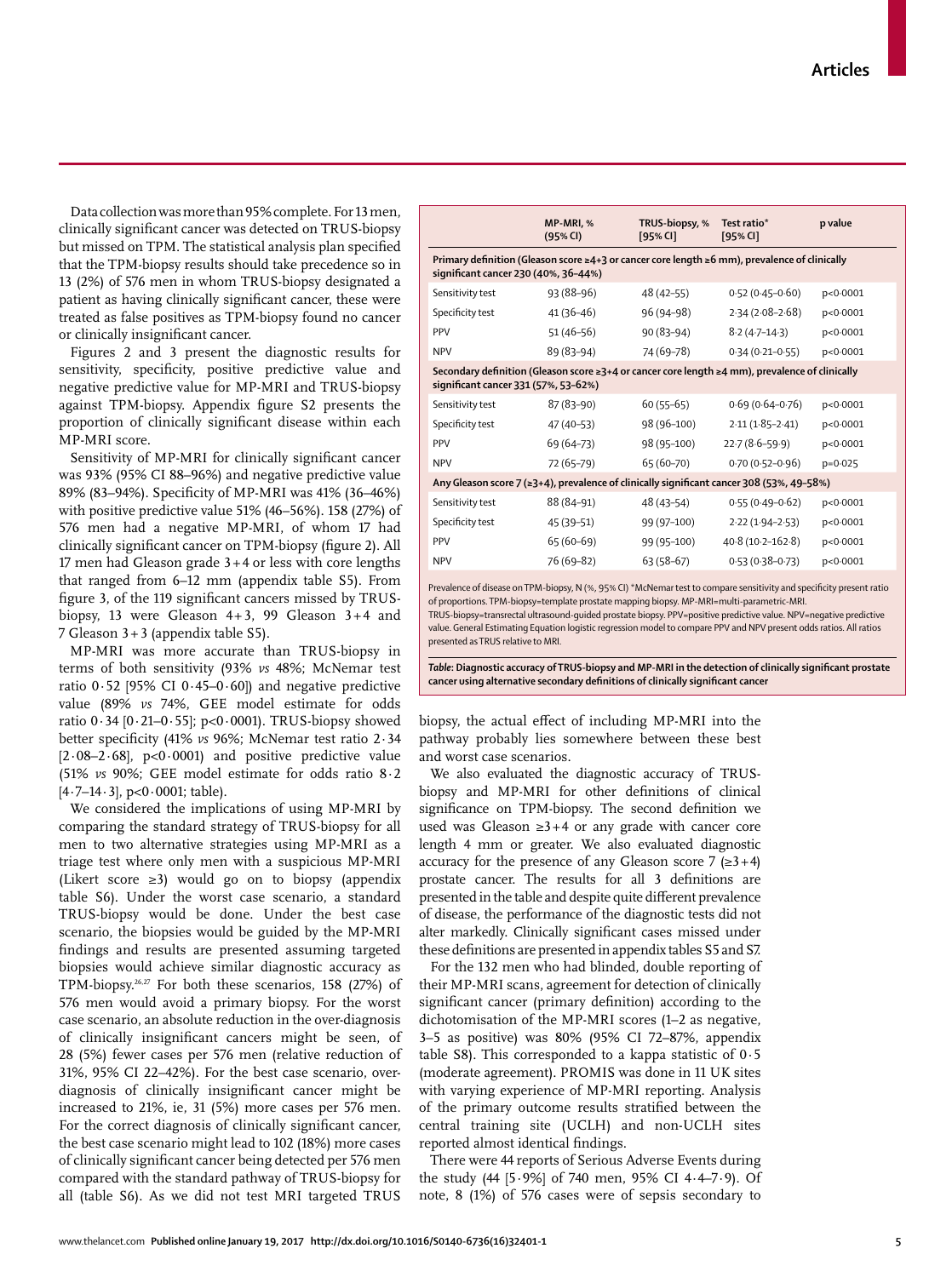Data collection was more than 95% complete. For 13 men, clinically significant cancer was detected on TRUS-biopsy but missed on TPM. The statistical analysis plan specified that the TPM-biopsy results should take precedence so in 13 (2%) of 576 men in whom TRUS-biopsy designated a patient as having clinically significant cancer, these were treated as false positives as TPM-biopsy found no cancer or clinically insignificant cancer.

Figures 2 and 3 present the diagnostic results for sensitivity, specificity, positive predictive value and negative predictive value for MP-MRI and TRUS-biopsy against TPM-biopsy. Appendix figure S2 presents the proportion of clinically significant disease within each MP-MRI score.

Sensitivity of MP-MRI for clinically significant cancer was 93% (95% CI 88–96%) and negative predictive value 89% (83–94%). Specificity of MP-MRI was 41% (36–46%) with positive predictive value 51% (46–56%). 158 (27%) of 576 men had a negative MP-MRI, of whom 17 had clinically significant cancer on TPM-biopsy (figure 2). All 17 men had Gleason grade 3+4 or less with core lengths that ranged from 6–12 mm (appendix table S5). From figure 3, of the 119 significant cancers missed by TRUS-biopsy, 13 were Gleason 4+3, 99 Gleason 3+4 and 7 Gleason 3+3 (appendix table S5).

MP-MRI was more accurate than TRUS-biopsy in terms of both sensitivity (93% *vs* 48%; McNemar test ratio 0·52 [95% CI 0·45–0·60]) and negative predictive value (89% *vs* 74%, GEE model estimate for odds ratio 0·34 [0·21–0·55]; p<0·0001). TRUS-biopsy showed better specificity (41% *vs* 96%; McNemar test ratio 2·34 [2·08–2·68], p<0·0001) and positive predictive value (51% *vs* 90%; GEE model estimate for odds ratio 8·2 [4·7–14·3], p<0·0001; table).

We considered the implications of using MP-MRI by comparing the standard strategy of TRUS-biopsy for all men to two alternative strategies using MP-MRI as a triage test where only men with a suspicious MP-MRI (Likert score ≥3) would go on to biopsy (appendix table S6). Under the worst case scenario, a standard TRUS-biopsy would be done. Under the best case scenario, the biopsies would be guided by the MP-MRI findings and results are presented assuming targeted biopsies would achieve similar diagnostic accuracy as TPM-biopsy.[26,27] For both these scenarios, 158 (27%) of 576 men would avoid a primary biopsy. For the worst case scenario, an absolute reduction in the over-diagnosis of clinically insignificant cancers might be seen, of 28 (5%) fewer cases per 576 men (relative reduction of 31%, 95% CI 22–42%). For the best case scenario, over-diagnosis of clinically insignificant cancer might be increased to 21%, ie, 31 (5%) more cases per 576 men. For the correct diagnosis of clinically significant cancer, the best case scenario might lead to 102 (18%) more cases of clinically significant cancer being detected per 576 men compared with the standard pathway of TRUS-biopsy for all (table S6). As we did not test MRI targeted TRUS biopsy, the actual effect of including MP-MRI into the pathway probably lies somewhere between these best and worst case scenarios.

| | MP-MRI, % (95% CI) | TRUS-biopsy, % [95% CI] | Test ratio* [95% CI] | p value |
|---|---|---|---|---|
| **Primary definition (Gleason score ≥4+3 or cancer core length ≥6 mm), prevalence of clinically significant cancer 230 (40%, 36–44%)** | | | | |
| Sensitivity test | 93 (88–96) | 48 (42–55) | 0·52 (0·45–0·60) | p<0·0001 |
| Specificity test | 41 (36–46) | 96 (94–98) | 2·34 (2·08–2·68) | p<0·0001 |
| PPV | 51 (46–56) | 90 (83–94) | 8·2 (4·7–14·3) | p<0·0001 |
| NPV | 89 (83–94) | 74 (69–78) | 0·34 (0·21–0·55) | p<0·0001 |
| **Secondary definition (Gleason score ≥3+4 or cancer core length ≥4 mm), prevalence of clinically significant cancer 331 (57%, 53–62%)** | | | | |
| Sensitivity test | 87 (83–90) | 60 (55–65) | 0·69 (0·64–0·76) | p<0·0001 |
| Specificity test | 47 (40–53) | 98 (96–100) | 2·11 (1·85–2·41) | p<0·0001 |
| PPV | 69 (64–73) | 98 (95–100) | 22·7 (8·6–59·9) | p<0·0001 |
| NPV | 72 (65–79) | 65 (60–70) | 0·70 (0·52–0·96) | p=0·025 |
| **Any Gleason score 7 (≥3+4), prevalence of clinically significant cancer 308 (53%, 49–58%)** | | | | |
| Sensitivity test | 88 (84–91) | 48 (43–54) | 0·55 (0·49–0·62) | p<0·0001 |
| Specificity test | 45 (39–51) | 99 (97–100) | 2·22 (1·94–2·53) | p<0·0001 |
| PPV | 65 (60–69) | 99 (95–100) | 40·8 (10·2–162·8) | p<0·0001 |
| NPV | 76 (69–82) | 63 (58–67) | 0·53 (0·38–0·73) | p<0·0001 |

Prevalence of disease on TPM-biopsy, N (%, 95% CI) *McNemar test to compare sensitivity and specificity present ratio of proportions. TPM-biopsy=template prostate mapping biopsy. MP-MRI=multi-parametric-MRI. TRUS-biopsy=transrectal ultrasound-guided prostate biopsy. PPV=positive predictive value. NPV=negative predictive value. General Estimating Equation logistic regression model to compare PPV and NPV present odds ratios. All ratios presented as TRUS relative to MRI.

***Table*: Diagnostic accuracy of TRUS-biopsy and MP-MRI in the detection of clinically significant prostate cancer using alternative secondary definitions of clinically significant cancer**

We also evaluated the diagnostic accuracy of TRUS-biopsy and MP-MRI for other definitions of clinical significance on TPM-biopsy. The second definition we used was Gleason ≥3+4 or any grade with cancer core length 4 mm or greater. We also evaluated diagnostic accuracy for the presence of any Gleason score 7 (≥3+4) prostate cancer. The results for all 3 definitions are presented in the table and despite quite different prevalence of disease, the performance of the diagnostic tests did not alter markedly. Clinically significant cases missed under these definitions are presented in appendix tables S5 and S7.

For the 132 men who had blinded, double reporting of their MP-MRI scans, agreement for detection of clinically significant cancer (primary definition) according to the dichotomisation of the MP-MRI scores (1–2 as negative, 3–5 as positive) was 80% (95% CI 72–87%, appendix table S8). This corresponded to a kappa statistic of 0·5 (moderate agreement). PROMIS was done in 11 UK sites with varying experience of MP-MRI reporting. Analysis of the primary outcome results stratified between the central training site (UCLH) and non-UCLH sites reported almost identical findings.

There were 44 reports of Serious Adverse Events during the study (44 [5·9%] of 740 men, 95% CI 4·4–7·9). Of note, 8 (1%) of 576 cases were of sepsis secondary to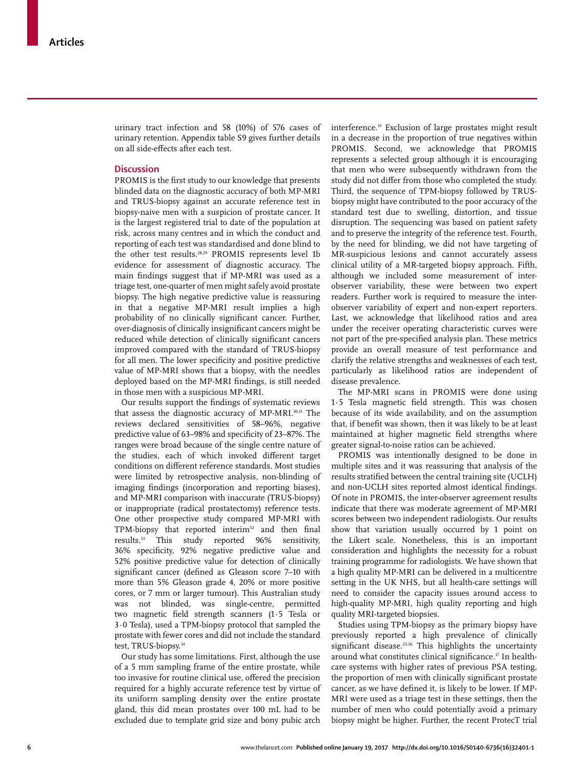urinary tract infection and 58 (10%) of 576 cases of urinary retention. Appendix table S9 gives further details on all side-effects after each test.

## Discussion

PROMIS is the first study to our knowledge that presents blinded data on the diagnostic accuracy of both MP-MRI and TRUS-biopsy against an accurate reference test in biopsy-naive men with a suspicion of prostate cancer. It is the largest registered trial to date of the population at risk, across many centres and in which the conduct and reporting of each test was standardised and done blind to the other test results.[28,29] PROMIS represents level 1b evidence for assessment of diagnostic accuracy. The main findings suggest that if MP-MRI was used as a triage test, one-quarter of men might safely avoid prostate biopsy. The high negative predictive value is reassuring in that a negative MP-MRI result implies a high probability of no clinically significant cancer. Further, over-diagnosis of clinically insignificant cancers might be reduced while detection of clinically significant cancers improved compared with the standard of TRUS-biopsy for all men. The lower specificity and positive predictive value of MP-MRI shows that a biopsy, with the needles deployed based on the MP-MRI findings, is still needed in those men with a suspicious MP-MRI.

Our results support the findings of systematic reviews that assess the diagnostic accuracy of MP-MRI.[30,31] The reviews declared sensitivities of 58–96%, negative predictive value of 63–98% and specificity of 23–87%. The ranges were broad because of the single centre nature of the studies, each of which invoked different target conditions on different reference standards. Most studies were limited by retrospective analysis, non-blinding of imaging findings (incorporation and reporting biases), and MP-MRI comparison with inaccurate (TRUS-biopsy) or inappropriate (radical prostatectomy) reference tests. One other prospective study compared MP-MRI with TPM-biopsy that reported interim[32] and then final results.[33] This study reported 96% sensitivity, 36% specificity, 92% negative predictive value and 52% positive predictive value for detection of clinically significant cancer (defined as Gleason score 7–10 with more than 5% Gleason grade 4, 20% or more positive cores, or 7 mm or larger tumour). This Australian study was not blinded, was single-centre, permitted two magnetic field strength scanners (1·5 Tesla or 3·0 Tesla), used a TPM-biopsy protocol that sampled the prostate with fewer cores and did not include the standard test, TRUS-biopsy.[34]

Our study has some limitations. First, although the use of a 5 mm sampling frame of the entire prostate, while too invasive for routine clinical use, offered the precision required for a highly accurate reference test by virtue of its uniform sampling density over the entire prostate gland, this did mean prostates over 100 mL had to be excluded due to template grid size and bony pubic arch interference.[35] Exclusion of large prostates might result in a decrease in the proportion of true negatives within PROMIS. Second, we acknowledge that PROMIS represents a selected group although it is encouraging that men who were subsequently withdrawn from the study did not differ from those who completed the study. Third, the sequence of TPM-biopsy followed by TRUS-biopsy might have contributed to the poor accuracy of the standard test due to swelling, distortion, and tissue disruption. The sequencing was based on patient safety and to preserve the integrity of the reference test. Fourth, by the need for blinding, we did not have targeting of MR-suspicious lesions and cannot accurately assess clinical utility of a MR-targeted biopsy approach. Fifth, although we included some measurement of inter-observer variability, these were between two expert readers. Further work is required to measure the inter-observer variability of expert and non-expert reporters. Last, we acknowledge that likelihood ratios and area under the receiver operating characteristic curves were not part of the pre-specified analysis plan. These metrics provide an overall measure of test performance and clarify the relative strengths and weaknesses of each test, particularly as likelihood ratios are independent of disease prevalence.

The MP-MRI scans in PROMIS were done using 1·5 Tesla magnetic field strength. This was chosen because of its wide availability, and on the assumption that, if benefit was shown, then it was likely to be at least maintained at higher magnetic field strengths where greater signal-to-noise ratios can be achieved.

PROMIS was intentionally designed to be done in multiple sites and it was reassuring that analysis of the results stratified between the central training site (UCLH) and non-UCLH sites reported almost identical findings. Of note in PROMIS, the inter-observer agreement results indicate that there was moderate agreement of MP-MRI scores between two independent radiologists. Our results show that variation usually occurred by 1 point on the Likert scale. Nonetheless, this is an important consideration and highlights the necessity for a robust training programme for radiologists. We have shown that a high quality MP-MRI can be delivered in a multicentre setting in the UK NHS, but all health-care settings will need to consider the capacity issues around access to high-quality MP-MRI, high quality reporting and high quality MRI-targeted biopsies.

Studies using TPM-biopsy as the primary biopsy have previously reported a high prevalence of clinically significant disease.[23,36] This highlights the uncertainty around what constitutes clinical significance.[37] In health-care systems with higher rates of previous PSA testing, the proportion of men with clinically significant prostate cancer, as we have defined it, is likely to be lower. If MP-MRI were used as a triage test in these settings, then the number of men who could potentially avoid a primary biopsy might be higher. Further, the recent ProtecT trial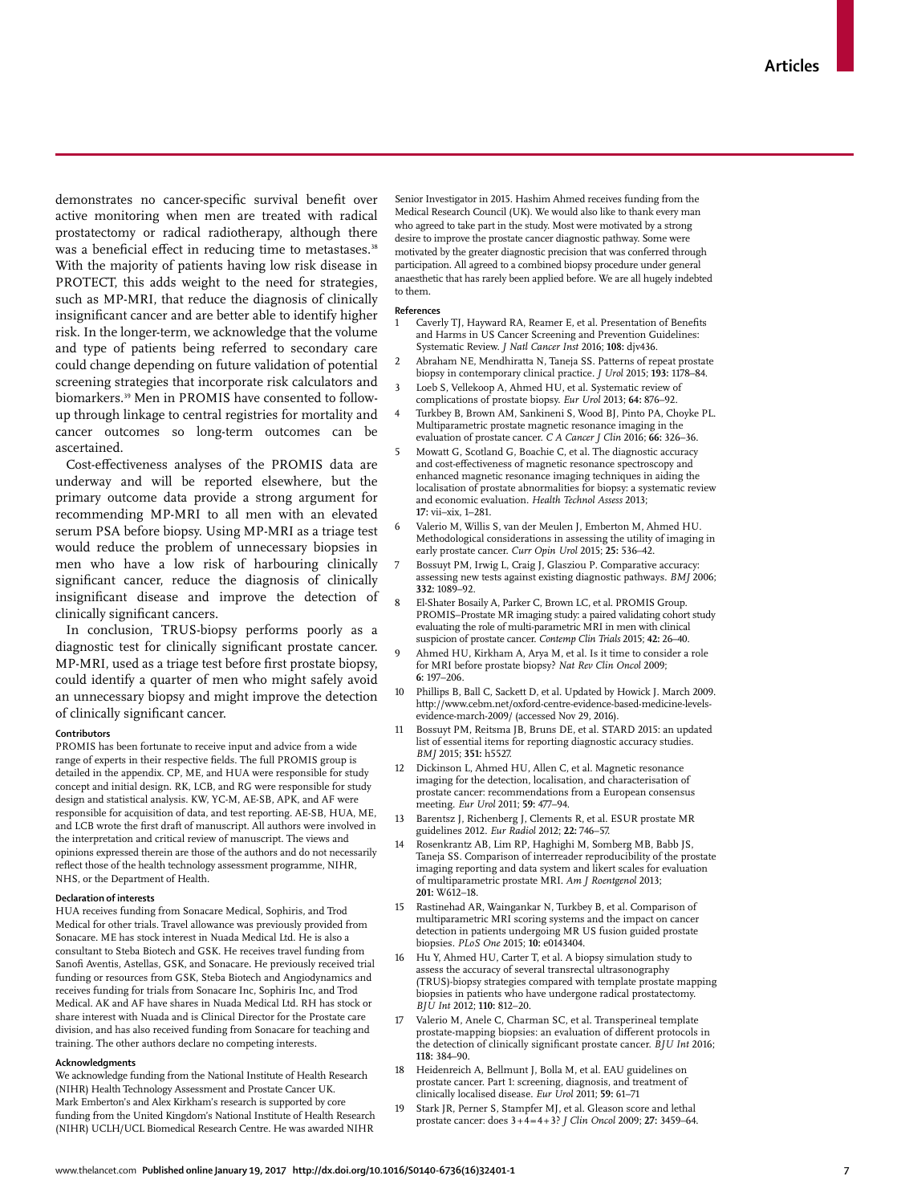demonstrates no cancer-specific survival benefit over active monitoring when men are treated with radical prostatectomy or radical radiotherapy, although there was a beneficial effect in reducing time to metastases.[38] With the majority of patients having low risk disease in PROTECT, this adds weight to the need for strategies, such as MP-MRI, that reduce the diagnosis of clinically insignificant cancer and are better able to identify higher risk. In the longer-term, we acknowledge that the volume and type of patients being referred to secondary care could change depending on future validation of potential screening strategies that incorporate risk calculators and biomarkers.[39] Men in PROMIS have consented to follow-up through linkage to central registries for mortality and cancer outcomes so long-term outcomes can be ascertained.

Cost-effectiveness analyses of the PROMIS data are underway and will be reported elsewhere, but the primary outcome data provide a strong argument for recommending MP-MRI to all men with an elevated serum PSA before biopsy. Using MP-MRI as a triage test would reduce the problem of unnecessary biopsies in men who have a low risk of harbouring clinically significant cancer, reduce the diagnosis of clinically insignificant disease and improve the detection of clinically significant cancers.

In conclusion, TRUS-biopsy performs poorly as a diagnostic test for clinically significant prostate cancer. MP-MRI, used as a triage test before first prostate biopsy, could identify a quarter of men who might safely avoid an unnecessary biopsy and might improve the detection of clinically significant cancer.

#### Contributors

PROMIS has been fortunate to receive input and advice from a wide range of experts in their respective fields. The full PROMIS group is detailed in the appendix. CP, ME, and HUA were responsible for study concept and initial design. RK, LCB, and RG were responsible for study design and statistical analysis. KW, YC-M, AE-SB, APK, and AF were responsible for acquisition of data, and test reporting. AE-SB, HUA, ME, and LCB wrote the first draft of manuscript. All authors were involved in the interpretation and critical review of manuscript. The views and opinions expressed therein are those of the authors and do not necessarily reflect those of the health technology assessment programme, NIHR, NHS, or the Department of Health.

#### Declaration of interests

HUA receives funding from Sonacare Medical, Sophiris, and Trod Medical for other trials. Travel allowance was previously provided from Sonacare. ME has stock interest in Nuada Medical Ltd. He is also a consultant to Steba Biotech and GSK. He receives travel funding from Sanofi Aventis, Astellas, GSK, and Sonacare. He previously received trial funding or resources from GSK, Steba Biotech and Angiodynamics and receives funding for trials from Sonacare Inc, Sophiris Inc, and Trod Medical. AK and AF have shares in Nuada Medical Ltd. RH has stock or share interest with Nuada and is Clinical Director for the Prostate care division, and has also received funding from Sonacare for teaching and training. The other authors declare no competing interests.

#### Acknowledgments

We acknowledge funding from the National Institute of Health Research (NIHR) Health Technology Assessment and Prostate Cancer UK. Mark Emberton's and Alex Kirkham's research is supported by core funding from the United Kingdom's National Institute of Health Research (NIHR) UCLH/UCL Biomedical Research Centre. He was awarded NIHR Senior Investigator in 2015. Hashim Ahmed receives funding from the Medical Research Council (UK). We would also like to thank every man who agreed to take part in the study. Most were motivated by a strong desire to improve the prostate cancer diagnostic pathway. Some were motivated by the greater diagnostic precision that was conferred through participation. All agreed to a combined biopsy procedure under general anaesthetic that has rarely been applied before. We are all hugely indebted to them.

#### References

1. Caverly TJ, Hayward RA, Reamer E, et al. Presentation of Benefits and Harms in US Cancer Screening and Prevention Guidelines: Systematic Review. *J Natl Cancer Inst* 2016; **108:** djv436.
2. Abraham NE, Mendhiratta N, Taneja SS. Patterns of repeat prostate biopsy in contemporary clinical practice. *J Urol* 2015; **193:** 1178–84.
3. Loeb S, Vellekoop A, Ahmed HU, et al. Systematic review of complications of prostate biopsy. *Eur Urol* 2013; **64:** 876–92.
4. Turkbey B, Brown AM, Sankineni S, Wood BJ, Pinto PA, Choyke PL. Multiparametric prostate magnetic resonance imaging in the evaluation of prostate cancer. *C A Cancer J Clin* 2016; **66:** 326–36.
5. Mowatt G, Scotland G, Boachie C, et al. The diagnostic accuracy and cost-effectiveness of magnetic resonance spectroscopy and enhanced magnetic resonance imaging techniques in aiding the localisation of prostate abnormalities for biopsy: a systematic review and economic evaluation. *Health Technol Assess* 2013; **17:** vii–xix, 1–281.
6. Valerio M, Willis S, van der Meulen J, Emberton M, Ahmed HU. Methodological considerations in assessing the utility of imaging in early prostate cancer. *Curr Opin Urol* 2015; **25:** 536–42.
7. Bossuyt PM, Irwig L, Craig J, Glasziou P. Comparative accuracy: assessing new tests against existing diagnostic pathways. *BMJ* 2006; **332:** 1089–92.
8. El-Shater Bosaily A, Parker C, Brown LC, et al. PROMIS Group. PROMIS–Prostate MR imaging study: a paired validating cohort study evaluating the role of multi-parametric MRI in men with clinical suspicion of prostate cancer. *Contemp Clin Trials* 2015; **42:** 26–40.
9. Ahmed HU, Kirkham A, Arya M, et al. Is it time to consider a role for MRI before prostate biopsy? *Nat Rev Clin Oncol* 2009; **6:** 197–206.
10. Phillips B, Ball C, Sackett D, et al. Updated by Howick J. March 2009. http://www.cebm.net/oxford-centre-evidence-based-medicine-levels-evidence-march-2009/ (accessed Nov 29, 2016).
11. Bossuyt PM, Reitsma JB, Bruns DE, et al. STARD 2015: an updated list of essential items for reporting diagnostic accuracy studies. *BMJ* 2015; **351:** h5527.
12. Dickinson L, Ahmed HU, Allen C, et al. Magnetic resonance imaging for the detection, localisation, and characterisation of prostate cancer: recommendations from a European consensus meeting. *Eur Urol* 2011; **59:** 477–94.
13. Barentsz J, Richenberg J, Clements R, et al. ESUR prostate MR guidelines 2012. *Eur Radiol* 2012; **22:** 746–57.
14. Rosenkrantz AB, Lim RP, Haghighi M, Somberg MB, Babb JS, Taneja SS. Comparison of interreader reproducibility of the prostate imaging reporting and data system and likert scales for evaluation of multiparametric prostate MRI. *Am J Roentgenol* 2013; **201:** W612–18.
15. Rastinehad AR, Waingankar N, Turkbey B, et al. Comparison of multiparametric MRI scoring systems and the impact on cancer detection in patients undergoing MR US fusion guided prostate biopsies. *PLoS One* 2015; **10:** e0143404.
16. Hu Y, Ahmed HU, Carter T, et al. A biopsy simulation study to assess the accuracy of several transrectal ultrasonography (TRUS)-biopsy strategies compared with template prostate mapping biopsies in patients who have undergone radical prostatectomy. *BJU Int* 2012; **110:** 812–20.
17. Valerio M, Anele C, Charman SC, et al. Transperineal template prostate-mapping biopsies: an evaluation of different protocols in the detection of clinically significant prostate cancer. *BJU Int* 2016; **118:** 384–90.
18. Heidenreich A, Bellmunt J, Bolla M, et al. EAU guidelines on prostate cancer. Part 1: screening, diagnosis, and treatment of clinically localised disease. *Eur Urol* 2011; **59:** 61–71
19. Stark JR, Perner S, Stampfer MJ, et al. Gleason score and lethal prostate cancer: does 3+4=4+3? *J Clin Oncol* 2009; **27:** 3459–64.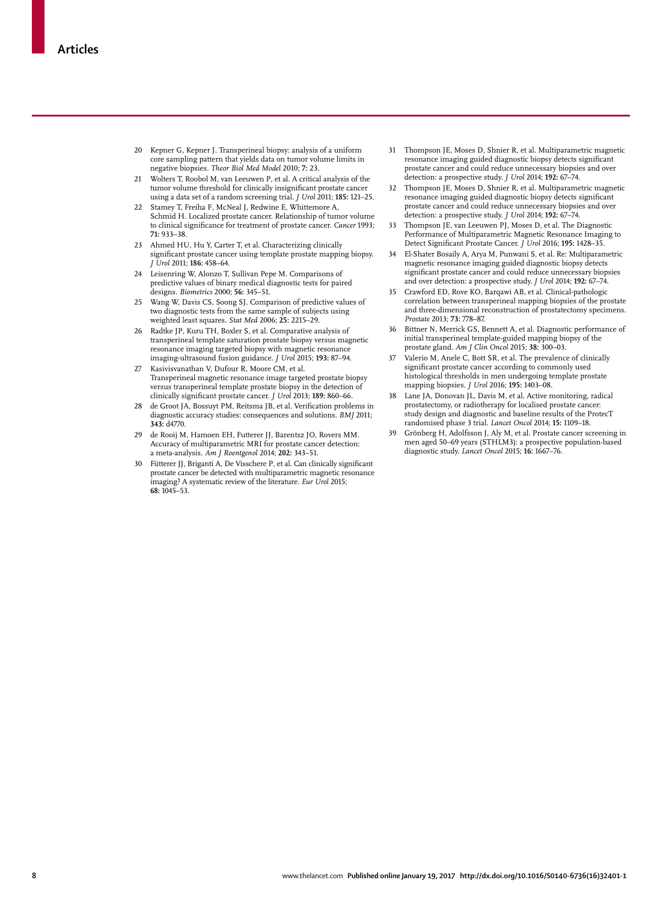20 Kepner G, Kepner J. Transperineal biopsy: analysis of a uniform core sampling pattern that yields data on tumor volume limits in negative biopsies. *Theor Biol Med Model* 2010; **7:** 23.

21 Wolters T, Roobol M, van Leeuwen P, et al. A critical analysis of the tumor volume threshold for clinically insignificant prostate cancer using a data set of a random screening trial. *J Urol* 2011; **185:** 121–25.

22 Stamey T, Freiha F, McNeal J, Redwine E, Whittemore A, Schmid H. Localized prostate cancer. Relationship of tumor volume to clinical significance for treatment of prostate cancer. *Cancer* 1993; **71:** 933–38.

23 Ahmed HU, Hu Y, Carter T, et al. Characterizing clinically significant prostate cancer using template prostate mapping biopsy. *J Urol* 2011; **186:** 458–64.

24 Leisenring W, Alonzo T, Sullivan Pepe M. Comparisons of predictive values of binary medical diagnostic tests for paired designs. *Biometrics* 2000; **56:** 345–51.

25 Wang W, Davis CS, Soong SJ. Comparison of predictive values of two diagnostic tests from the same sample of subjects using weighted least squares. *Stat Med* 2006; **25:** 2215–29.

26 Radtke JP, Kuru TH, Boxler S, et al. Comparative analysis of transperineal template saturation prostate biopsy versus magnetic resonance imaging targeted biopsy with magnetic resonance imaging-ultrasound fusion guidance. *J Urol* 2015; **193:** 87–94.

27 Kasivisvanathan V, Dufour R, Moore CM, et al. Transperineal magnetic resonance image targeted prostate biopsy versus transperineal template prostate biopsy in the detection of clinically significant prostate cancer. *J Urol* 2013; **189:** 860–66.

28 de Groot JA, Bossuyt PM, Reitsma JB, et al. Verification problems in diagnostic accuracy studies: consequences and solutions. *BMJ* 2011; **343:** d4770.

29 de Rooij M, Hamoen EH, Futterer JJ, Barentsz JO, Rovers MM. Accuracy of multiparametric MRI for prostate cancer detection: a meta-analysis. *Am J Roentgenol* 2014; **202:** 343–51.

30 Fütterer JJ, Briganti A, De Visschere P, et al. Can clinically significant prostate cancer be detected with multiparametric magnetic resonance imaging? A systematic review of the literature. *Eur Urol* 2015; **68:** 1045–53.

31 Thompson JE, Moses D, Shnier R, et al. Multiparametric magnetic resonance imaging guided diagnostic biopsy detects significant prostate cancer and could reduce unnecessary biopsies and over detection: a prospective study. *J Urol* 2014; **192:** 67–74.

32 Thompson JE, Moses D, Shnier R, et al. Multiparametric magnetic resonance imaging guided diagnostic biopsy detects significant prostate cancer and could reduce unnecessary biopsies and over detection: a prospective study. *J Urol* 2014; **192:** 67–74.

33 Thompson JE, van Leeuwen PJ, Moses D, et al. The Diagnostic Performance of Multiparametric Magnetic Resonance Imaging to Detect Significant Prostate Cancer. *J Urol* 2016; **195:** 1428–35.

34 El-Shater Bosaily A, Arya M, Punwani S, et al. Re: Multiparametric magnetic resonance imaging guided diagnostic biopsy detects significant prostate cancer and could reduce unnecessary biopsies and over detection: a prospective study. *J Urol* 2014; **192:** 67–74.

35 Crawford ED, Rove KO, Barqawi AB, et al. Clinical-pathologic correlation between transperineal mapping biopsies of the prostate and three-dimensional reconstruction of prostatectomy specimens. *Prostate* 2013; **73:** 778–87.

36 Bittner N, Merrick GS, Bennett A, et al. Diagnostic performance of initial transperineal template-guided mapping biopsy of the prostate gland. *Am J Clin Oncol* 2015; **38:** 300–03.

37 Valerio M, Anele C, Bott SR, et al. The prevalence of clinically significant prostate cancer according to commonly used histological thresholds in men undergoing template prostate mapping biopsies. *J Urol* 2016; **195:** 1403–08.

38 Lane JA, Donovan JL, Davis M, et al. Active monitoring, radical prostatectomy, or radiotherapy for localised prostate cancer: study design and diagnostic and baseline results of the ProtecT randomised phase 3 trial. *Lancet Oncol* 2014; **15:** 1109–18.

39 Grönberg H, Adolfsson J, Aly M, et al. Prostate cancer screening in men aged 50–69 years (STHLM3): a prospective population-based diagnostic study. *Lancet Oncol* 2015; **16:** 1667–76.